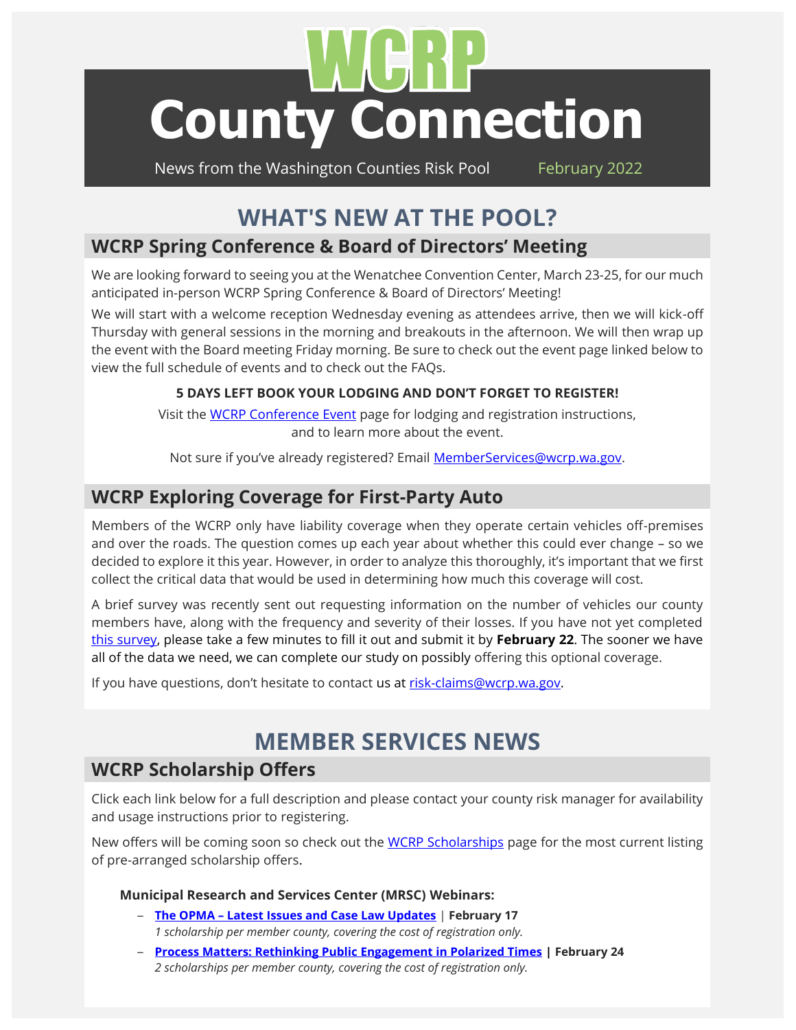# WCRP County Connection

News from the Washington Counties Risk Pool February 2022

## WHAT'S NEW AT THE POOL?

### WCRP Spring Conference & Board of Directors' Meeting

We are looking forward to seeing you at the Wenatchee Convention Center, March 23-25, for our much anticipated in-person WCRP Spring Conference & Board of Directors' Meeting!

We will start with a welcome reception Wednesday evening as attendees arrive, then we will kick-off Thursday with general sessions in the morning and breakouts in the afternoon. We will then wrap up the event with the Board meeting Friday morning. Be sure to check out the event page linked below to view the full schedule of events and to check out the FAQs.

**5 DAYS LEFT BOOK YOUR LODGING AND DON'T FORGET TO REGISTER!**

Visit the WCRP Conference Event page for lodging and registration instructions, and to learn more about the event.

Not sure if you've already registered? Email MemberServices@wcrp.wa.gov.

### WCRP Exploring Coverage for First-Party Auto

Members of the WCRP only have liability coverage when they operate certain vehicles off-premises and over the roads. The question comes up each year about whether this could ever change – so we decided to explore it this year. However, in order to analyze this thoroughly, it's important that we first collect the critical data that would be used in determining how much this coverage will cost.

A brief survey was recently sent out requesting information on the number of vehicles our county members have, along with the frequency and severity of their losses. If you have not yet completed this survey, please take a few minutes to fill it out and submit it by **February 22**. The sooner we have all of the data we need, we can complete our study on possibly offering this optional coverage.

If you have questions, don't hesitate to contact us at risk-claims@wcrp.wa.gov.

## MEMBER SERVICES NEWS

### WCRP Scholarship Offers

Click each link below for a full description and please contact your county risk manager for availability and usage instructions prior to registering.

New offers will be coming soon so check out the WCRP Scholarships page for the most current listing of pre-arranged scholarship offers.

**Municipal Research and Services Center (MRSC) Webinars:**

- **The OPMA – Latest Issues and Case Law Updates** | **February 17**
  *1 scholarship per member county, covering the cost of registration only.*
- **Process Matters: Rethinking Public Engagement in Polarized Times** | **February 24**
  *2 scholarships per member county, covering the cost of registration only.*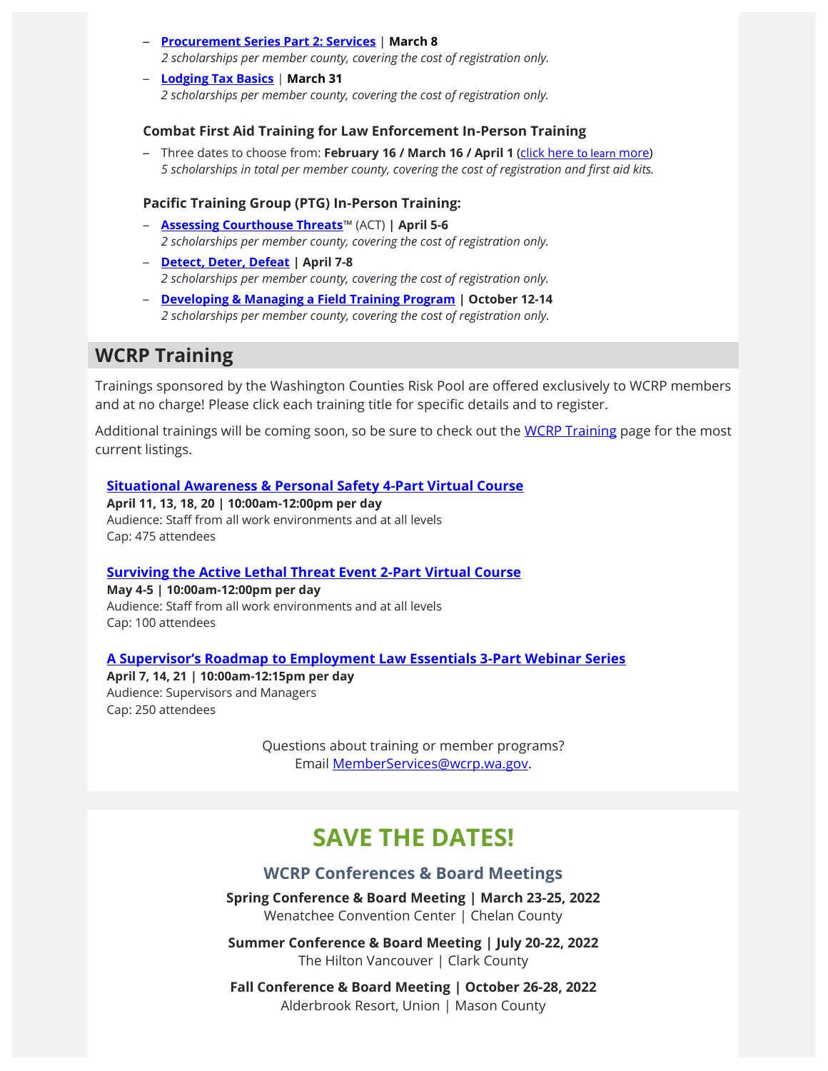- **Procurement Series Part 2: Services** | **March 8**
  *2 scholarships per member county, covering the cost of registration only.*
- **Lodging Tax Basics** | **March 31**
  *2 scholarships per member county, covering the cost of registration only.*

### Combat First Aid Training for Law Enforcement In-Person Training

- Three dates to choose from: **February 16 / March 16 / April 1** (click here to learn more)
  *5 scholarships in total per member county, covering the cost of registration and first aid kits.*

### Pacific Training Group (PTG) In-Person Training:

- **Assessing Courthouse Threats**™ (ACT) **| April 5-6**
  *2 scholarships per member county, covering the cost of registration only.*
- **Detect, Deter, Defeat** | **April 7-8**
  *2 scholarships per member county, covering the cost of registration only.*
- **Developing & Managing a Field Training Program** | **October 12-14**
  *2 scholarships per member county, covering the cost of registration only.*

## WCRP Training

Trainings sponsored by the Washington Counties Risk Pool are offered exclusively to WCRP members and at no charge! Please click each training title for specific details and to register.

Additional trainings will be coming soon, so be sure to check out the WCRP Training page for the most current listings.

**Situational Awareness & Personal Safety 4-Part Virtual Course**
**April 11, 13, 18, 20 | 10:00am-12:00pm per day**
Audience: Staff from all work environments and at all levels
Cap: 475 attendees

**Surviving the Active Lethal Threat Event 2-Part Virtual Course**
**May 4-5 | 10:00am-12:00pm per day**
Audience: Staff from all work environments and at all levels
Cap: 100 attendees

**A Supervisor's Roadmap to Employment Law Essentials 3-Part Webinar Series**
**April 7, 14, 21 | 10:00am-12:15pm per day**
Audience: Supervisors and Managers
Cap: 250 attendees

Questions about training or member programs?
Email MemberServices@wcrp.wa.gov.

# SAVE THE DATES!

### WCRP Conferences & Board Meetings

**Spring Conference & Board Meeting | March 23-25, 2022**
Wenatchee Convention Center | Chelan County

**Summer Conference & Board Meeting | July 20-22, 2022**
The Hilton Vancouver | Clark County

**Fall Conference & Board Meeting | October 26-28, 2022**
Alderbrook Resort, Union | Mason County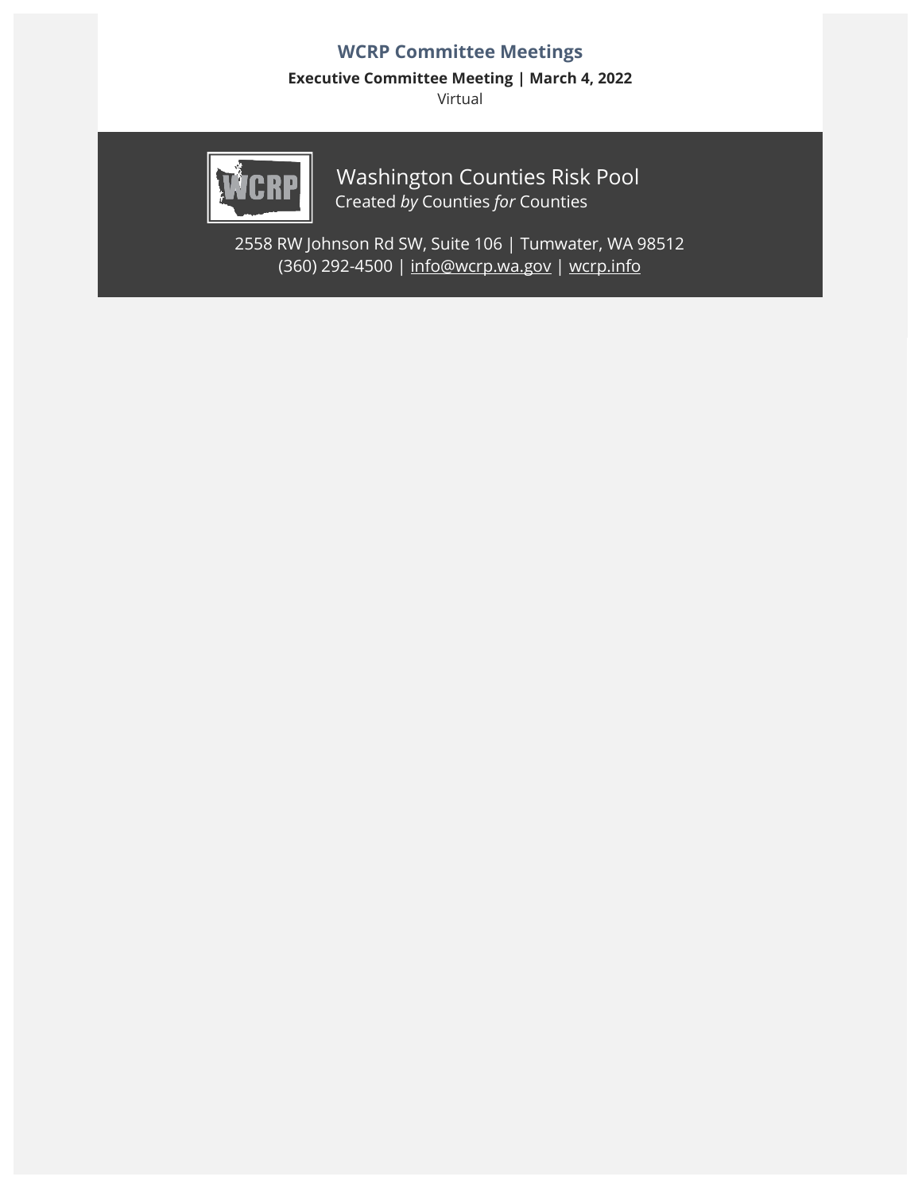**WCRP Committee Meetings**

**Executive Committee Meeting | March 4, 2022**

Virtual

Washington Counties Risk Pool

Created *by* Counties *for* Counties

2558 RW Johnson Rd SW, Suite 106 | Tumwater, WA 98512

(360) 292-4500 | info@wcrp.wa.gov | wcrp.info